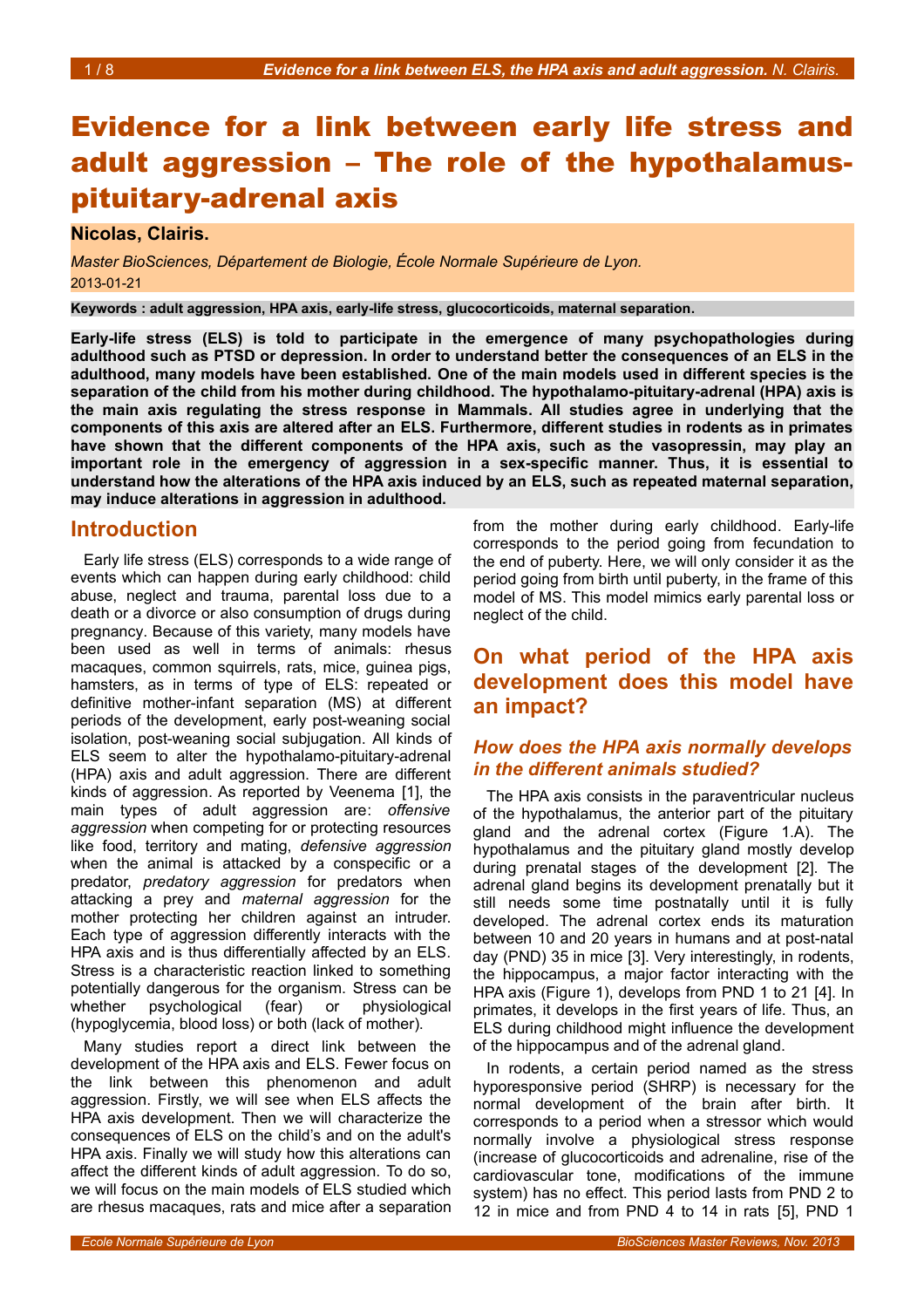# Evidence for a link between early life stress and adult aggression – The role of the hypothalamus-pituitary-adrenal axis

**Nicolas, Clairis.**

*Master BioSciences, Département de Biologie, École Normale Supérieure de Lyon.*
2013-01-21

**Keywords : adult aggression, HPA axis, early-life stress, glucocorticoids, maternal separation.**

**Early-life stress (ELS) is told to participate in the emergence of many psychopathologies during adulthood such as PTSD or depression. In order to understand better the consequences of an ELS in the adulthood, many models have been established. One of the main models used in different species is the separation of the child from his mother during childhood. The hypothalamo-pituitary-adrenal (HPA) axis is the main axis regulating the stress response in Mammals. All studies agree in underlying that the components of this axis are altered after an ELS. Furthermore, different studies in rodents as in primates have shown that the different components of the HPA axis, such as the vasopressin, may play an important role in the emergency of aggression in a sex-specific manner. Thus, it is essential to understand how the alterations of the HPA axis induced by an ELS, such as repeated maternal separation, may induce alterations in aggression in adulthood.**

## Introduction

Early life stress (ELS) corresponds to a wide range of events which can happen during early childhood: child abuse, neglect and trauma, parental loss due to a death or a divorce or also consumption of drugs during pregnancy. Because of this variety, many models have been used as well in terms of animals: rhesus macaques, common squirrels, rats, mice, guinea pigs, hamsters, as in terms of type of ELS: repeated or definitive mother-infant separation (MS) at different periods of the development, early post-weaning social isolation, post-weaning social subjugation. All kinds of ELS seem to alter the hypothalamo-pituitary-adrenal (HPA) axis and adult aggression. There are different kinds of aggression. As reported by Veenema [1], the main types of adult aggression are: *offensive aggression* when competing for or protecting resources like food, territory and mating, *defensive aggression* when the animal is attacked by a conspecific or a predator, *predatory aggression* for predators when attacking a prey and *maternal aggression* for the mother protecting her children against an intruder. Each type of aggression differently interacts with the HPA axis and is thus differentially affected by an ELS. Stress is a characteristic reaction linked to something potentially dangerous for the organism. Stress can be whether psychological (fear) or physiological (hypoglycemia, blood loss) or both (lack of mother).

Many studies report a direct link between the development of the HPA axis and ELS. Fewer focus on the link between this phenomenon and adult aggression. Firstly, we will see when ELS affects the HPA axis development. Then we will characterize the consequences of ELS on the child's and on the adult's HPA axis. Finally we will study how this alterations can affect the different kinds of adult aggression. To do so, we will focus on the main models of ELS studied which are rhesus macaques, rats and mice after a separation from the mother during early childhood. Early-life corresponds to the period going from fecundation to the end of puberty. Here, we will only consider it as the period going from birth until puberty, in the frame of this model of MS. This model mimics early parental loss or neglect of the child.

## On what period of the HPA axis development does this model have an impact?

### *How does the HPA axis normally develops in the different animals studied?*

The HPA axis consists in the paraventricular nucleus of the hypothalamus, the anterior part of the pituitary gland and the adrenal cortex (Figure 1.A). The hypothalamus and the pituitary gland mostly develop during prenatal stages of the development [2]. The adrenal gland begins its development prenatally but it still needs some time postnatally until it is fully developed. The adrenal cortex ends its maturation between 10 and 20 years in humans and at post-natal day (PND) 35 in mice [3]. Very interestingly, in rodents, the hippocampus, a major factor interacting with the HPA axis (Figure 1), develops from PND 1 to 21 [4]. In primates, it develops in the first years of life. Thus, an ELS during childhood might influence the development of the hippocampus and of the adrenal gland.

In rodents, a certain period named as the stress hyporesponsive period (SHRP) is necessary for the normal development of the brain after birth. It corresponds to a period when a stressor which would normally involve a physiological stress response (increase of glucocorticoids and adrenaline, rise of the cardiovascular tone, modifications of the immune system) has no effect. This period lasts from PND 2 to 12 in mice and from PND 4 to 14 in rats [5], PND 1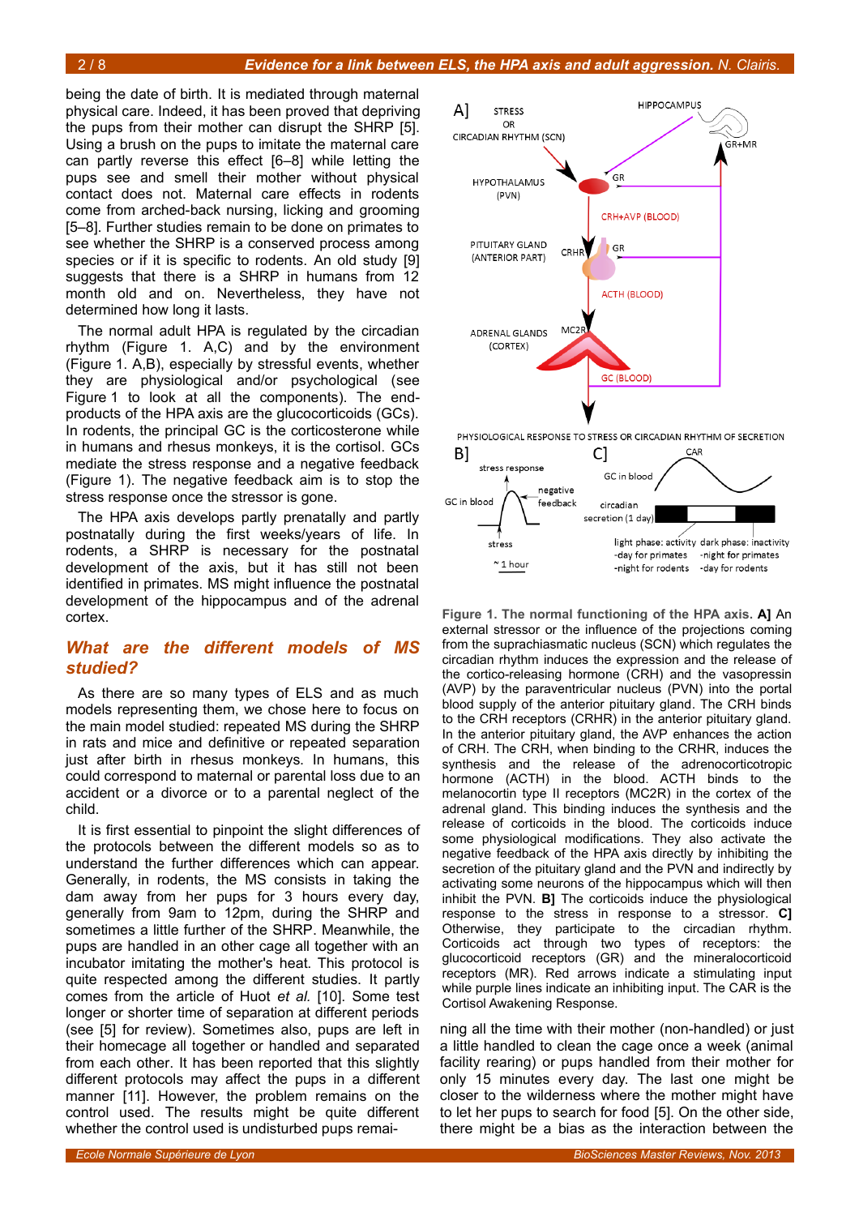being the date of birth. It is mediated through maternal physical care. Indeed, it has been proved that depriving the pups from their mother can disrupt the SHRP [5]. Using a brush on the pups to imitate the maternal care can partly reverse this effect [6–8] while letting the pups see and smell their mother without physical contact does not. Maternal care effects in rodents come from arched-back nursing, licking and grooming [5–8]. Further studies remain to be done on primates to see whether the SHRP is a conserved process among species or if it is specific to rodents. An old study [9] suggests that there is a SHRP in humans from 12 month old and on. Nevertheless, they have not determined how long it lasts.

The normal adult HPA is regulated by the circadian rhythm (Figure 1. A,C) and by the environment (Figure 1. A,B), especially by stressful events, whether they are physiological and/or psychological (see Figure 1 to look at all the components). The end-products of the HPA axis are the glucocorticoids (GCs). In rodents, the principal GC is the corticosterone while in humans and rhesus monkeys, it is the cortisol. GCs mediate the stress response and a negative feedback (Figure 1). The negative feedback aim is to stop the stress response once the stressor is gone.

The HPA axis develops partly prenatally and partly postnatally during the first weeks/years of life. In rodents, a SHRP is necessary for the postnatal development of the axis, but it has still not been identified in primates. MS might influence the postnatal development of the hippocampus and of the adrenal cortex.

## *What are the different models of MS studied?*

As there are so many types of ELS and as much models representing them, we chose here to focus on the main model studied: repeated MS during the SHRP in rats and mice and definitive or repeated separation just after birth in rhesus monkeys. In humans, this could correspond to maternal or parental loss due to an accident or a divorce or to a parental neglect of the child.

It is first essential to pinpoint the slight differences of the protocols between the different models so as to understand the further differences which can appear. Generally, in rodents, the MS consists in taking the dam away from her pups for 3 hours every day, generally from 9am to 12pm, during the SHRP and sometimes a little further of the SHRP. Meanwhile, the pups are handled in an other cage all together with an incubator imitating the mother's heat. This protocol is quite respected among the different studies. It partly comes from the article of Huot *et al.* [10]. Some test longer or shorter time of separation at different periods (see [5] for review). Sometimes also, pups are left in their homecage all together or handled and separated from each other. It has been reported that this slightly different protocols may affect the pups in a different manner [11]. However, the problem remains on the control used. The results might be quite different whether the control used is undisturbed pups remaining all the time with their mother (non-handled) or just a little handled to clean the cage once a week (animal facility rearing) or pups handled from their mother for only 15 minutes every day. The last one might be closer to the wilderness where the mother might have to let her pups to search for food [5]. On the other side, there might be a bias as the interaction between the

**Figure 1. The normal functioning of the HPA axis. A]** An external stressor or the influence of the projections coming from the suprachiasmatic nucleus (SCN) which regulates the circadian rhythm induces the expression and the release of the cortico-releasing hormone (CRH) and the vasopressin (AVP) by the paraventricular nucleus (PVN) into the portal blood supply of the anterior pituitary gland. The CRH binds to the CRH receptors (CRHR) in the anterior pituitary gland. In the anterior pituitary gland, the AVP enhances the action of CRH. The CRH, when binding to the CRHR, induces the synthesis and the release of the adrenocorticotropic hormone (ACTH) in the blood. ACTH binds to the melanocortin type II receptors (MC2R) in the cortex of the adrenal gland. This binding induces the synthesis and the release of corticoids in the blood. The corticoids induce some physiological modifications. They also activate the negative feedback of the HPA axis directly by inhibiting the secretion of the pituitary gland and the PVN and indirectly by activating some neurons of the hippocampus which will then inhibit the PVN. **B]** The corticoids induce the physiological response to the stress in response to a stressor. **C]** Otherwise, they participate to the circadian rhythm. Corticoids act through two types of receptors: the glucocorticoid receptors (GR) and the mineralocorticoid receptors (MR). Red arrows indicate a stimulating input while purple lines indicate an inhibiting input. The CAR is the Cortisol Awakening Response.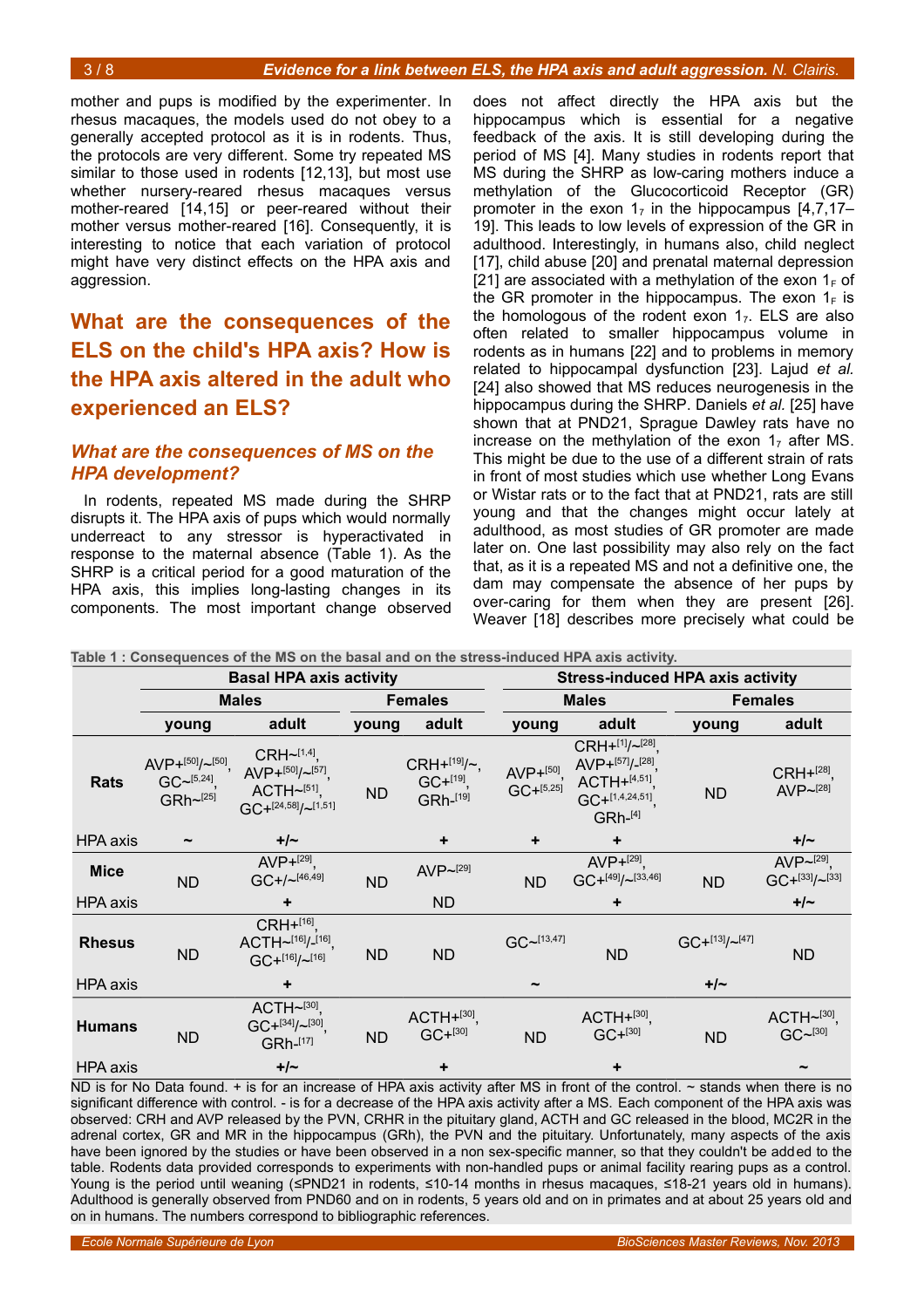mother and pups is modified by the experimenter. In rhesus macaques, the models used do not obey to a generally accepted protocol as it is in rodents. Thus, the protocols are very different. Some try repeated MS similar to those used in rodents [12,13], but most use whether nursery-reared rhesus macaques versus mother-reared [14,15] or peer-reared without their mother versus mother-reared [16]. Consequently, it is interesting to notice that each variation of protocol might have very distinct effects on the HPA axis and aggression.

## What are the consequences of the ELS on the child's HPA axis? How is the HPA axis altered in the adult who experienced an ELS?

### *What are the consequences of MS on the HPA development?*

In rodents, repeated MS made during the SHRP disrupts it. The HPA axis of pups which would normally underreact to any stressor is hyperactivated in response to the maternal absence (Table 1). As the SHRP is a critical period for a good maturation of the HPA axis, this implies long-lasting changes in its components. The most important change observed does not affect directly the HPA axis but the hippocampus which is essential for a negative feedback of the axis. It is still developing during the period of MS [4]. Many studies in rodents report that MS during the SHRP as low-caring mothers induce a methylation of the Glucocorticoid Receptor (GR) promoter in the exon $1_7$ in the hippocampus [4,7,17–19]. This leads to low levels of expression of the GR in adulthood. Interestingly, in humans also, child neglect [17], child abuse [20] and prenatal maternal depression [21] are associated with a methylation of the exon $1_F$ of the GR promoter in the hippocampus. The exon $1_F$ is the homologous of the rodent exon $1_7$. ELS are also often related to smaller hippocampus volume in rodents as in humans [22] and to problems in memory related to hippocampal dysfunction [23]. Lajud *et al.* [24] also showed that MS reduces neurogenesis in the hippocampus during the SHRP. Daniels *et al.* [25] have shown that at PND21, Sprague Dawley rats have no increase on the methylation of the exon $1_7$ after MS. This might be due to the use of a different strain of rats in front of most studies which use whether Long Evans or Wistar rats or to the fact that at PND21, rats are still young and that the changes might occur lately at adulthood, as most studies of GR promoter are made later on. One last possibility may also rely on the fact that, as it is a repeated MS and not a definitive one, the dam may compensate the absence of her pups by over-caring for them when they are present [26]. Weaver [18] describes more precisely what could be

**Table 1 : Consequences of the MS on the basal and on the stress-induced HPA axis activity.**

| | Basal HPA axis activity | | | | Stress-induced HPA axis activity | | | |
|---|---|---|---|---|---|---|---|---|
| | Males | | Females | | Males | | Females | |
| | young | adult | young | adult | young | adult | young | adult |
| **Rats** | AVP+[50]/~[50], GC~[5,24], GRh~[25] | CRH~[1,4], AVP+[50]/~[57], ACTH~[51], GC+[24,58]/~[1,51] | ND | CRH+[19]/~, GC+[19], GRh-[19] | AVP+[50], GC+[5,25] | CRH+[1]/~[28], AVP+[57]/-[28], ACTH+[4,51], GC+[1,4,24,51], GRh-[4] | ND | CRH+[28], AVP~[28] |
| HPA axis | ~ | +/~ | | + | + | + | | +/~ |
| **Mice** | ND | AVP+[29], GC+/~[46,49] | ND | AVP~[29] | ND | AVP+[29], GC+[49]/~[33,46] | ND | AVP~[29], GC+[33]/~[33] |
| HPA axis | | + | | ND | | + | | +/~ |
| **Rhesus** | ND | CRH+[16], ACTH~[16]/-[16], GC+[16]/~[16] | ND | ND | GC~[13,47] | ND | GC+[13]/~[47] | ND |
| HPA axis | | + | | | ~ | | +/~ | |
| **Humans** | ND | ACTH~[30], GC+[34]/~[30], GRh-[17] | ND | ACTH+[30], GC+[30] | ND | ACTH+[30], GC+[30] | ND | ACTH~[30], GC~[30] |
| HPA axis | | +/~ | | + | | + | | ~ |

ND is for No Data found. + is for an increase of HPA axis activity after MS in front of the control. ~ stands when there is no significant difference with control. - is for a decrease of the HPA axis activity after a MS. Each component of the HPA axis was observed: CRH and AVP released by the PVN, CRHR in the pituitary gland, ACTH and GC released in the blood, MC2R in the adrenal cortex, GR and MR in the hippocampus (GRh), the PVN and the pituitary. Unfortunately, many aspects of the axis have been ignored by the studies or have been observed in a non sex-specific manner, so that they couldn't be added to the table. Rodents data provided corresponds to experiments with non-handled pups or animal facility rearing pups as a control. Young is the period until weaning (≤PND21 in rodents, ≤10-14 months in rhesus macaques, ≤18-21 years old in humans). Adulthood is generally observed from PND60 and on in rodents, 5 years old and on in primates and at about 25 years old and on in humans. The numbers correspond to bibliographic references.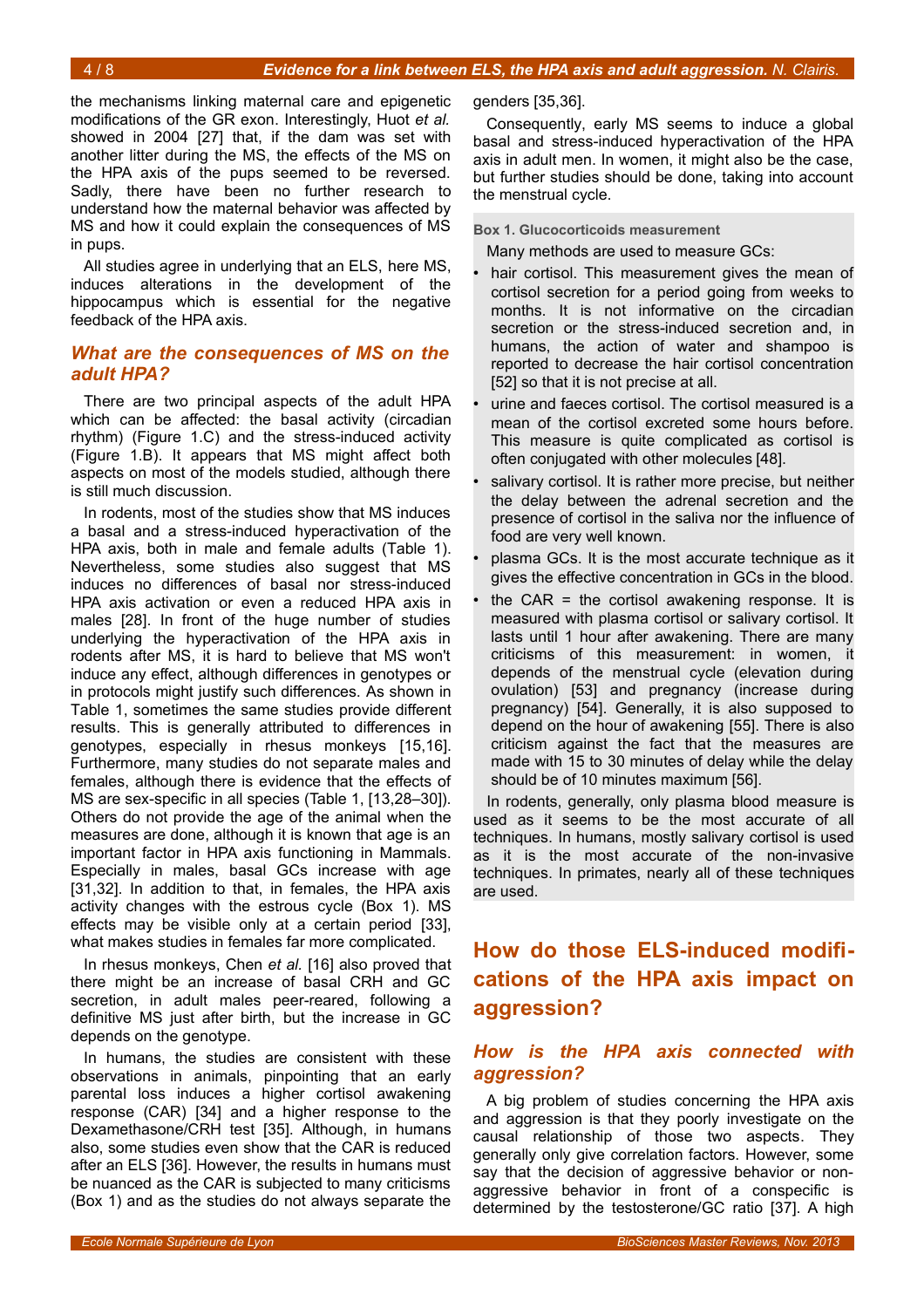the mechanisms linking maternal care and epigenetic modifications of the GR exon. Interestingly, Huot *et al.* showed in 2004 [27] that, if the dam was set with another litter during the MS, the effects of the MS on the HPA axis of the pups seemed to be reversed. Sadly, there have been no further research to understand how the maternal behavior was affected by MS and how it could explain the consequences of MS in pups.

All studies agree in underlying that an ELS, here MS, induces alterations in the development of the hippocampus which is essential for the negative feedback of the HPA axis.

### *What are the consequences of MS on the adult HPA?*

There are two principal aspects of the adult HPA which can be affected: the basal activity (circadian rhythm) (Figure 1.C) and the stress-induced activity (Figure 1.B). It appears that MS might affect both aspects on most of the models studied, although there is still much discussion.

In rodents, most of the studies show that MS induces a basal and a stress-induced hyperactivation of the HPA axis, both in male and female adults (Table 1). Nevertheless, some studies also suggest that MS induces no differences of basal nor stress-induced HPA axis activation or even a reduced HPA axis in males [28]. In front of the huge number of studies underlying the hyperactivation of the HPA axis in rodents after MS, it is hard to believe that MS won't induce any effect, although differences in genotypes or in protocols might justify such differences. As shown in Table 1, sometimes the same studies provide different results. This is generally attributed to differences in genotypes, especially in rhesus monkeys [15,16]. Furthermore, many studies do not separate males and females, although there is evidence that the effects of MS are sex-specific in all species (Table 1, [13,28–30]). Others do not provide the age of the animal when the measures are done, although it is known that age is an important factor in HPA axis functioning in Mammals. Especially in males, basal GCs increase with age [31,32]. In addition to that, in females, the HPA axis activity changes with the estrous cycle (Box 1). MS effects may be visible only at a certain period [33], what makes studies in females far more complicated.

In rhesus monkeys, Chen *et al.* [16] also proved that there might be an increase of basal CRH and GC secretion, in adult males peer-reared, following a definitive MS just after birth, but the increase in GC depends on the genotype.

In humans, the studies are consistent with these observations in animals, pinpointing that an early parental loss induces a higher cortisol awakening response (CAR) [34] and a higher response to the Dexamethasone/CRH test [35]. Although, in humans also, some studies even show that the CAR is reduced after an ELS [36]. However, the results in humans must be nuanced as the CAR is subjected to many criticisms (Box 1) and as the studies do not always separate the genders [35,36].

Consequently, early MS seems to induce a global basal and stress-induced hyperactivation of the HPA axis in adult men. In women, it might also be the case, but further studies should be done, taking into account the menstrual cycle.

**Box 1. Glucocorticoids measurement**

Many methods are used to measure GCs:

- hair cortisol. This measurement gives the mean of cortisol secretion for a period going from weeks to months. It is not informative on the circadian secretion or the stress-induced secretion and, in humans, the action of water and shampoo is reported to decrease the hair cortisol concentration [52] so that it is not precise at all.
- urine and faeces cortisol. The cortisol measured is a mean of the cortisol excreted some hours before. This measure is quite complicated as cortisol is often conjugated with other molecules [48].
- salivary cortisol. It is rather more precise, but neither the delay between the adrenal secretion and the presence of cortisol in the saliva nor the influence of food are very well known.
- plasma GCs. It is the most accurate technique as it gives the effective concentration in GCs in the blood.
- the CAR = the cortisol awakening response. It is measured with plasma cortisol or salivary cortisol. It lasts until 1 hour after awakening. There are many criticisms of this measurement: in women, it depends of the menstrual cycle (elevation during ovulation) [53] and pregnancy (increase during pregnancy) [54]. Generally, it is also supposed to depend on the hour of awakening [55]. There is also criticism against the fact that the measures are made with 15 to 30 minutes of delay while the delay should be of 10 minutes maximum [56].

In rodents, generally, only plasma blood measure is used as it seems to be the most accurate of all techniques. In humans, mostly salivary cortisol is used as it is the most accurate of the non-invasive techniques. In primates, nearly all of these techniques are used.

## How do those ELS-induced modifications of the HPA axis impact on aggression?

### *How is the HPA axis connected with aggression?*

A big problem of studies concerning the HPA axis and aggression is that they poorly investigate on the causal relationship of those two aspects. They generally only give correlation factors. However, some say that the decision of aggressive behavior or non-aggressive behavior in front of a conspecific is determined by the testosterone/GC ratio [37]. A high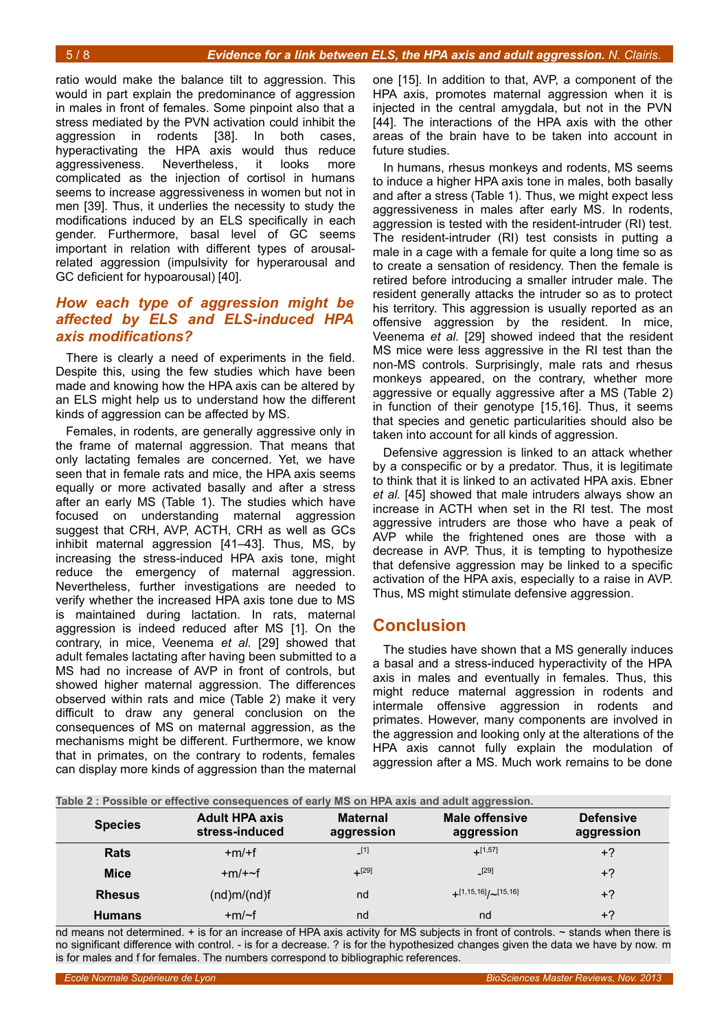ratio would make the balance tilt to aggression. This would in part explain the predominance of aggression in males in front of females. Some pinpoint also that a stress mediated by the PVN activation could inhibit the aggression in rodents [38]. In both cases, hyperactivating the HPA axis would thus reduce aggressiveness. Nevertheless, it looks more complicated as the injection of cortisol in humans seems to increase aggressiveness in women but not in men [39]. Thus, it underlies the necessity to study the modifications induced by an ELS specifically in each gender. Furthermore, basal level of GC seems important in relation with different types of arousal-related aggression (impulsivity for hyperarousal and GC deficient for hypoarousal) [40].

## *How each type of aggression might be affected by ELS and ELS-induced HPA axis modifications?*

There is clearly a need of experiments in the field. Despite this, using the few studies which have been made and knowing how the HPA axis can be altered by an ELS might help us to understand how the different kinds of aggression can be affected by MS.

Females, in rodents, are generally aggressive only in the frame of maternal aggression. That means that only lactating females are concerned. Yet, we have seen that in female rats and mice, the HPA axis seems equally or more activated basally and after a stress after an early MS (Table 1). The studies which have focused on understanding maternal aggression suggest that CRH, AVP, ACTH, CRH as well as GCs inhibit maternal aggression [41–43]. Thus, MS, by increasing the stress-induced HPA axis tone, might reduce the emergency of maternal aggression. Nevertheless, further investigations are needed to verify whether the increased HPA axis tone due to MS is maintained during lactation. In rats, maternal aggression is indeed reduced after MS [1]. On the contrary, in mice, Veenema *et al.* [29] showed that adult females lactating after having been submitted to a MS had no increase of AVP in front of controls, but showed higher maternal aggression. The differences observed within rats and mice (Table 2) make it very difficult to draw any general conclusion on the consequences of MS on maternal aggression, as the mechanisms might be different. Furthermore, we know that in primates, on the contrary to rodents, females can display more kinds of aggression than the maternal one [15]. In addition to that, AVP, a component of the HPA axis, promotes maternal aggression when it is injected in the central amygdala, but not in the PVN [44]. The interactions of the HPA axis with the other areas of the brain have to be taken into account in future studies.

In humans, rhesus monkeys and rodents, MS seems to induce a higher HPA axis tone in males, both basally and after a stress (Table 1). Thus, we might expect less aggressiveness in males after early MS. In rodents, aggression is tested with the resident-intruder (RI) test. The resident-intruder (RI) test consists in putting a male in a cage with a female for quite a long time so as to create a sensation of residency. Then the female is retired before introducing a smaller intruder male. The resident generally attacks the intruder so as to protect his territory. This aggression is usually reported as an offensive aggression by the resident. In mice, Veenema *et al.* [29] showed indeed that the resident MS mice were less aggressive in the RI test than the non-MS controls. Surprisingly, male rats and rhesus monkeys appeared, on the contrary, whether more aggressive or equally aggressive after a MS (Table 2) in function of their genotype [15,16]. Thus, it seems that species and genetic particularities should also be taken into account for all kinds of aggression.

Defensive aggression is linked to an attack whether by a conspecific or by a predator. Thus, it is legitimate to think that it is linked to an activated HPA axis. Ebner *et al.* [45] showed that male intruders always show an increase in ACTH when set in the RI test. The most aggressive intruders are those who have a peak of AVP while the frightened ones are those with a decrease in AVP. Thus, it is tempting to hypothesize that defensive aggression may be linked to a specific activation of the HPA axis, especially to a raise in AVP. Thus, MS might stimulate defensive aggression.

## Conclusion

The studies have shown that a MS generally induces a basal and a stress-induced hyperactivity of the HPA axis in males and eventually in females. Thus, this might reduce maternal aggression in rodents and intermale offensive aggression in rodents and primates. However, many components are involved in the aggression and looking only at the alterations of the HPA axis cannot fully explain the modulation of aggression after a MS. Much work remains to be done

**Table 2 : Possible or effective consequences of early MS on HPA axis and adult aggression.**

| Species | Adult HPA axis stress-induced | Maternal aggression | Male offensive aggression | Defensive aggression |
|---|---|---|---|---|
| **Rats** | +m/+f | - [1] | + [1,57] | +? |
| **Mice** | +m/+~f | + [29] | - [29] | +? |
| **Rhesus** | (nd)m/(nd)f | nd | + [1,15,16] /~ [15,16] | +? |
| **Humans** | +m/~f | nd | nd | +? |

nd means not determined. + is for an increase of HPA axis activity for MS subjects in front of controls. ~ stands when there is no significant difference with control. - is for a decrease. ? is for the hypothesized changes given the data we have by now. m is for males and f for females. The numbers correspond to bibliographic references.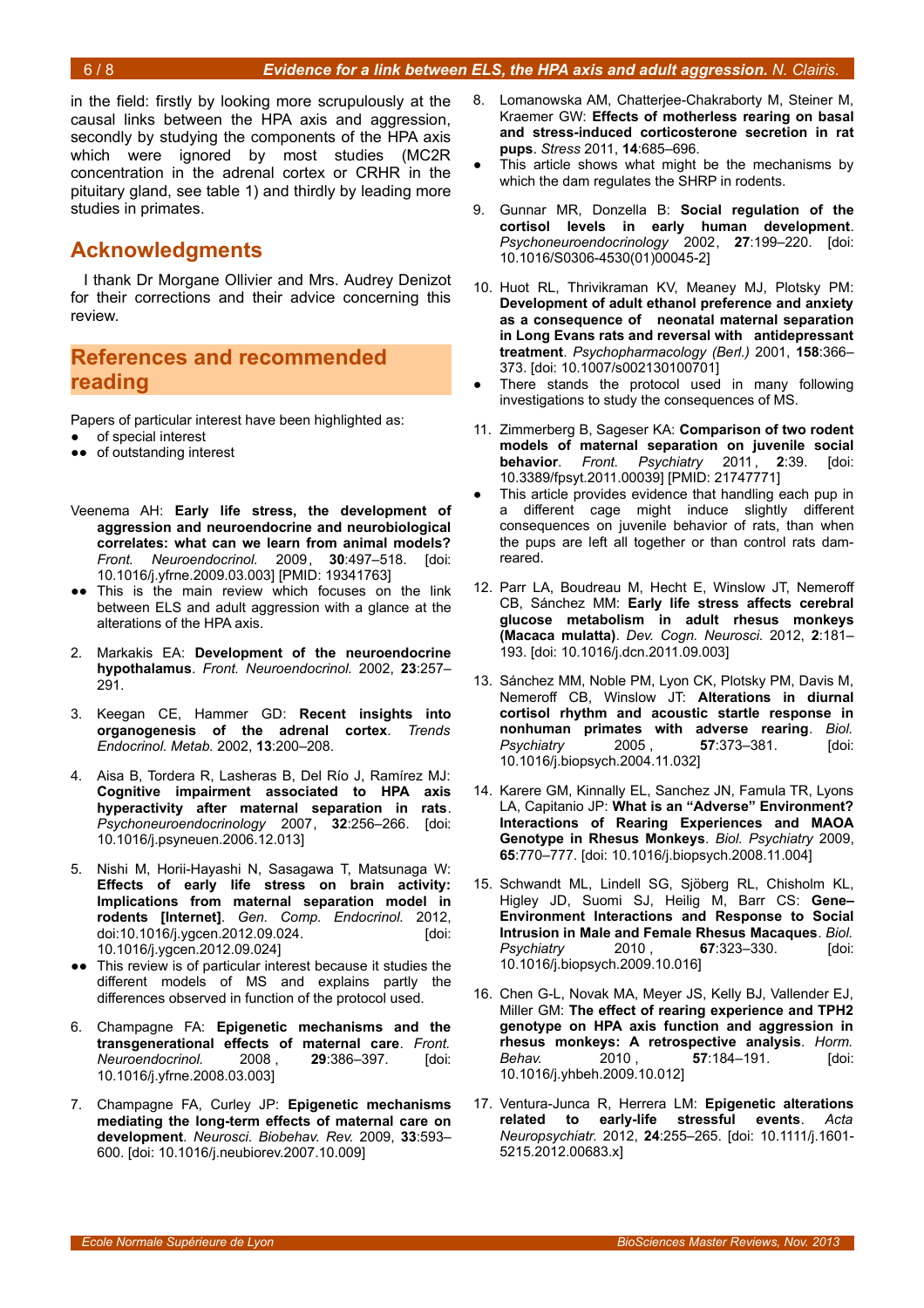in the field: firstly by looking more scrupulously at the causal links between the HPA axis and aggression, secondly by studying the components of the HPA axis which were ignored by most studies (MC2R concentration in the adrenal cortex or CRHR in the pituitary gland, see table 1) and thirdly by leading more studies in primates.

## Acknowledgments

I thank Dr Morgane Ollivier and Mrs. Audrey Denizot for their corrections and their advice concerning this review.

## References and recommended reading

Papers of particular interest have been highlighted as:
- ● of special interest
- ●● of outstanding interest

Veenema AH: **Early life stress, the development of aggression and neuroendocrine and neurobiological correlates: what can we learn from animal models?** *Front. Neuroendocrinol.* 2009, **30**:497–518. [doi: 10.1016/j.yfrne.2009.03.003] [PMID: 19341763]

●● This is the main review which focuses on the link between ELS and adult aggression with a glance at the alterations of the HPA axis.

2. Markakis EA: **Development of the neuroendocrine hypothalamus**. *Front. Neuroendocrinol.* 2002, **23**:257–291.

3. Keegan CE, Hammer GD: **Recent insights into organogenesis of the adrenal cortex**. *Trends Endocrinol. Metab.* 2002, **13**:200–208.

4. Aisa B, Tordera R, Lasheras B, Del Río J, Ramírez MJ: **Cognitive impairment associated to HPA axis hyperactivity after maternal separation in rats**. *Psychoneuroendocrinology* 2007, **32**:256–266. [doi: 10.1016/j.psyneuen.2006.12.013]

5. Nishi M, Horii-Hayashi N, Sasagawa T, Matsunaga W: **Effects of early life stress on brain activity: Implications from maternal separation model in rodents [Internet]**. *Gen. Comp. Endocrinol.* 2012, doi:10.1016/j.ygcen.2012.09.024. [doi: 10.1016/j.ygcen.2012.09.024]

●● This review is of particular interest because it studies the different models of MS and explains partly the differences observed in function of the protocol used.

6. Champagne FA: **Epigenetic mechanisms and the transgenerational effects of maternal care**. *Front. Neuroendocrinol.* 2008, **29**:386–397. [doi: 10.1016/j.yfrne.2008.03.003]

7. Champagne FA, Curley JP: **Epigenetic mechanisms mediating the long-term effects of maternal care on development**. *Neurosci. Biobehav. Rev.* 2009, **33**:593–600. [doi: 10.1016/j.neubiorev.2007.10.009]

8. Lomanowska AM, Chatterjee-Chakraborty M, Steiner M, Kraemer GW: **Effects of motherless rearing on basal and stress-induced corticosterone secretion in rat pups**. *Stress* 2011, **14**:685–696.

● This article shows what might be the mechanisms by which the dam regulates the SHRP in rodents.

9. Gunnar MR, Donzella B: **Social regulation of the cortisol levels in early human development**. *Psychoneuroendocrinology* 2002, **27**:199–220. [doi: 10.1016/S0306-4530(01)00045-2]

10. Huot RL, Thrivikraman KV, Meaney MJ, Plotsky PM: **Development of adult ethanol preference and anxiety as a consequence of neonatal maternal separation in Long Evans rats and reversal with antidepressant treatment**. *Psychopharmacology (Berl.)* 2001, **158**:366–373. [doi: 10.1007/s002130100701]

● There stands the protocol used in many following investigations to study the consequences of MS.

11. Zimmerberg B, Sageser KA: **Comparison of two rodent models of maternal separation on juvenile social behavior**. *Front. Psychiatry* 2011, **2**:39. [doi: 10.3389/fpsyt.2011.00039] [PMID: 21747771]

● This article provides evidence that handling each pup in a different cage might induce slightly different consequences on juvenile behavior of rats, than when the pups are left all together or than control rats dam-reared.

12. Parr LA, Boudreau M, Hecht E, Winslow JT, Nemeroff CB, Sánchez MM: **Early life stress affects cerebral glucose metabolism in adult rhesus monkeys (Macaca mulatta)**. *Dev. Cogn. Neurosci.* 2012, **2**:181–193. [doi: 10.1016/j.dcn.2011.09.003]

13. Sánchez MM, Noble PM, Lyon CK, Plotsky PM, Davis M, Nemeroff CB, Winslow JT: **Alterations in diurnal cortisol rhythm and acoustic startle response in nonhuman primates with adverse rearing**. *Biol. Psychiatry* 2005, **57**:373–381. [doi: 10.1016/j.biopsych.2004.11.032]

14. Karere GM, Kinnally EL, Sanchez JN, Famula TR, Lyons LA, Capitanio JP: **What is an "Adverse" Environment? Interactions of Rearing Experiences and MAOA Genotype in Rhesus Monkeys**. *Biol. Psychiatry* 2009, **65**:770–777. [doi: 10.1016/j.biopsych.2008.11.004]

15. Schwandt ML, Lindell SG, Sjöberg RL, Chisholm KL, Higley JD, Suomi SJ, Heilig M, Barr CS: **Gene–Environment Interactions and Response to Social Intrusion in Male and Female Rhesus Macaques**. *Biol. Psychiatry* 2010, **67**:323–330. [doi: 10.1016/j.biopsych.2009.10.016]

16. Chen G-L, Novak MA, Meyer JS, Kelly BJ, Vallender EJ, Miller GM: **The effect of rearing experience and TPH2 genotype on HPA axis function and aggression in rhesus monkeys: A retrospective analysis**. *Horm. Behav.* 2010, **57**:184–191. [doi: 10.1016/j.yhbeh.2009.10.012]

17. Ventura-Junca R, Herrera LM: **Epigenetic alterations related to early-life stressful events**. *Acta Neuropsychiatr.* 2012, **24**:255–265. [doi: 10.1111/j.1601-5215.2012.00683.x]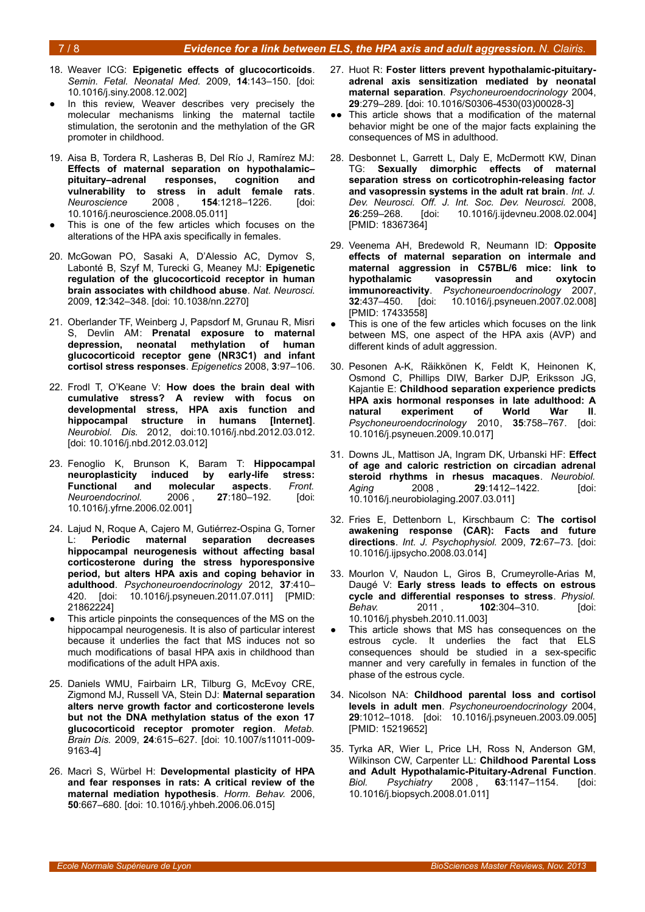18. Weaver ICG: **Epigenetic effects of glucocorticoids**. *Semin. Fetal. Neonatal Med.* 2009, **14**:143–150. [doi: 10.1016/j.siny.2008.12.002]

- In this review, Weaver describes very precisely the molecular mechanisms linking the maternal tactile stimulation, the serotonin and the methylation of the GR promoter in childhood.

19. Aisa B, Tordera R, Lasheras B, Del Río J, Ramírez MJ: **Effects of maternal separation on hypothalamic–pituitary–adrenal responses, cognition and vulnerability to stress in adult female rats**. *Neuroscience* 2008, **154**:1218–1226. [doi: 10.1016/j.neuroscience.2008.05.011]

- This is one of the few articles which focuses on the alterations of the HPA axis specifically in females.

20. McGowan PO, Sasaki A, D'Alessio AC, Dymov S, Labonté B, Szyf M, Turecki G, Meaney MJ: **Epigenetic regulation of the glucocorticoid receptor in human brain associates with childhood abuse**. *Nat. Neurosci.* 2009, **12**:342–348. [doi: 10.1038/nn.2270]

21. Oberlander TF, Weinberg J, Papsdorf M, Grunau R, Misri S, Devlin AM: **Prenatal exposure to maternal depression, neonatal methylation of human glucocorticoid receptor gene (NR3C1) and infant cortisol stress responses**. *Epigenetics* 2008, **3**:97–106.

22. Frodl T, O'Keane V: **How does the brain deal with cumulative stress? A review with focus on developmental stress, HPA axis function and hippocampal structure in humans [Internet]**. *Neurobiol. Dis.* 2012, doi:10.1016/j.nbd.2012.03.012. [doi: 10.1016/j.nbd.2012.03.012]

23. Fenoglio K, Brunson K, Baram T: **Hippocampal neuroplasticity induced by early-life stress: Functional and molecular aspects**. *Front. Neuroendocrinol.* 2006, **27**:180–192. [doi: 10.1016/j.yfrne.2006.02.001]

24. Lajud N, Roque A, Cajero M, Gutiérrez-Ospina G, Torner L: **Periodic maternal separation decreases hippocampal neurogenesis without affecting basal corticosterone during the stress hyporesponsive period, but alters HPA axis and coping behavior in adulthood**. *Psychoneuroendocrinology* 2012, **37**:410–420. [doi: 10.1016/j.psyneuen.2011.07.011] [PMID: 21862224]

- This article pinpoints the consequences of the MS on the hippocampal neurogenesis. It is also of particular interest because it underlies the fact that MS induces not so much modifications of basal HPA axis in childhood than modifications of the adult HPA axis.

25. Daniels WMU, Fairbairn LR, Tilburg G, McEvoy CRE, Zigmond MJ, Russell VA, Stein DJ: **Maternal separation alters nerve growth factor and corticosterone levels but not the DNA methylation status of the exon 17 glucocorticoid receptor promoter region**. *Metab. Brain Dis.* 2009, **24**:615–627. [doi: 10.1007/s11011-009-9163-4]

26. Macrì S, Würbel H: **Developmental plasticity of HPA and fear responses in rats: A critical review of the maternal mediation hypothesis**. *Horm. Behav.* 2006, **50**:667–680. [doi: 10.1016/j.yhbeh.2006.06.015]

27. Huot R: **Foster litters prevent hypothalamic-pituitary-adrenal axis sensitization mediated by neonatal maternal separation**. *Psychoneuroendocrinology* 2004, **29**:279–289. [doi: 10.1016/S0306-4530(03)00028-3]

- ●● This article shows that a modification of the maternal behavior might be one of the major facts explaining the consequences of MS in adulthood.

28. Desbonnet L, Garrett L, Daly E, McDermott KW, Dinan TG: **Sexually dimorphic effects of maternal separation stress on corticotrophin-releasing factor and vasopressin systems in the adult rat brain**. *Int. J. Dev. Neurosci. Off. J. Int. Soc. Dev. Neurosci.* 2008, **26**:259–268. [doi: 10.1016/j.ijdevneu.2008.02.004] [PMID: 18367364]

29. Veenema AH, Bredewold R, Neumann ID: **Opposite effects of maternal separation on intermale and maternal aggression in C57BL/6 mice: link to hypothalamic vasopressin and oxytocin immunoreactivity**. *Psychoneuroendocrinology* 2007, **32**:437–450. [doi: 10.1016/j.psyneuen.2007.02.008] [PMID: 17433558]

- This is one of the few articles which focuses on the link between MS, one aspect of the HPA axis (AVP) and different kinds of adult aggression.

30. Pesonen A-K, Räikkönen K, Feldt K, Heinonen K, Osmond C, Phillips DIW, Barker DJP, Eriksson JG, Kajantie E: **Childhood separation experience predicts HPA axis hormonal responses in late adulthood: A natural experiment of World War II**. *Psychoneuroendocrinology* 2010, **35**:758–767. [doi: 10.1016/j.psyneuen.2009.10.017]

31. Downs JL, Mattison JA, Ingram DK, Urbanski HF: **Effect of age and caloric restriction on circadian adrenal steroid rhythms in rhesus macaques**. *Neurobiol. Aging* 2008, **29**:1412–1422. [doi: 10.1016/j.neurobiolaging.2007.03.011]

32. Fries E, Dettenborn L, Kirschbaum C: **The cortisol awakening response (CAR): Facts and future directions**. *Int. J. Psychophysiol.* 2009, **72**:67–73. [doi: 10.1016/j.ijpsycho.2008.03.014]

33. Mourlon V, Naudon L, Giros B, Crumeyrolle-Arias M, Daugé V: **Early stress leads to effects on estrous cycle and differential responses to stress**. *Physiol. Behav.* 2011, **102**:304–310. [doi: 10.1016/j.physbeh.2010.11.003]

- This article shows that MS has consequences on the estrous cycle. It underlies the fact that ELS consequences should be studied in a sex-specific manner and very carefully in females in function of the phase of the estrous cycle.

34. Nicolson NA: **Childhood parental loss and cortisol levels in adult men**. *Psychoneuroendocrinology* 2004, **29**:1012–1018. [doi: 10.1016/j.psyneuen.2003.09.005] [PMID: 15219652]

35. Tyrka AR, Wier L, Price LH, Ross N, Anderson GM, Wilkinson CW, Carpenter LL: **Childhood Parental Loss and Adult Hypothalamic-Pituitary-Adrenal Function**. *Biol. Psychiatry* 2008, **63**:1147–1154. [doi: 10.1016/j.biopsych.2008.01.011]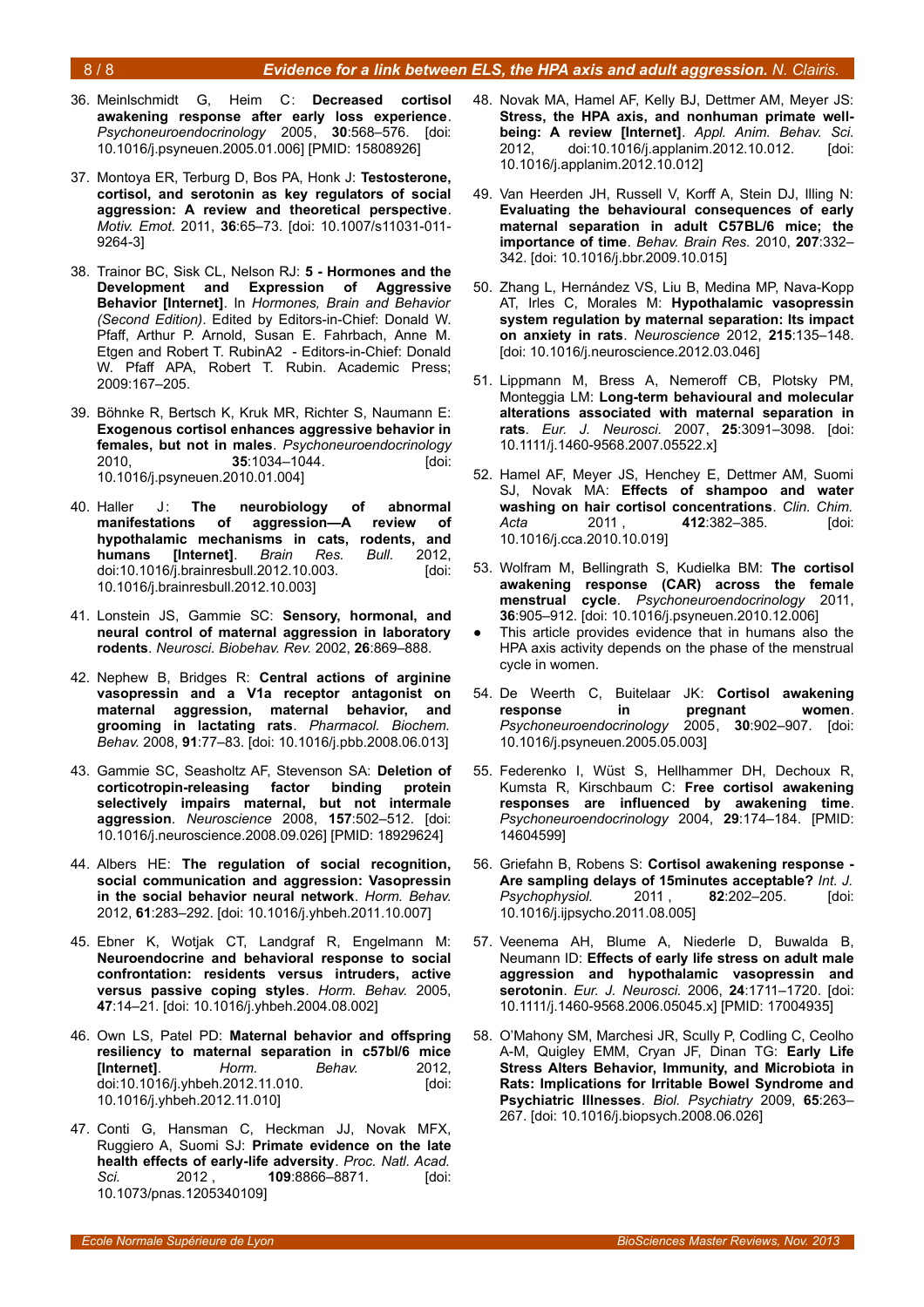36. Meinlschmidt G, Heim C: **Decreased cortisol awakening response after early loss experience**. *Psychoneuroendocrinology* 2005, **30**:568–576. [doi: 10.1016/j.psyneuen.2005.01.006] [PMID: 15808926]

37. Montoya ER, Terburg D, Bos PA, Honk J: **Testosterone, cortisol, and serotonin as key regulators of social aggression: A review and theoretical perspective**. *Motiv. Emot.* 2011, **36**:65–73. [doi: 10.1007/s11031-011-9264-3]

38. Trainor BC, Sisk CL, Nelson RJ: **5 - Hormones and the Development and Expression of Aggressive Behavior [Internet]**. In *Hormones, Brain and Behavior (Second Edition)*. Edited by Editors-in-Chief: Donald W. Pfaff, Arthur P. Arnold, Susan E. Fahrbach, Anne M. Etgen and Robert T. RubinA2 - Editors-in-Chief: Donald W. Pfaff APA, Robert T. Rubin. Academic Press; 2009:167–205.

39. Böhnke R, Bertsch K, Kruk MR, Richter S, Naumann E: **Exogenous cortisol enhances aggressive behavior in females, but not in males**. *Psychoneuroendocrinology* 2010, **35**:1034–1044. [doi: 10.1016/j.psyneuen.2010.01.004]

40. Haller J: **The neurobiology of abnormal manifestations of aggression—A review of hypothalamic mechanisms in cats, rodents, and humans [Internet]**. *Brain Res. Bull.* 2012, doi:10.1016/j.brainresbull.2012.10.003. [doi: 10.1016/j.brainresbull.2012.10.003]

41. Lonstein JS, Gammie SC: **Sensory, hormonal, and neural control of maternal aggression in laboratory rodents**. *Neurosci. Biobehav. Rev.* 2002, **26**:869–888.

42. Nephew B, Bridges R: **Central actions of arginine vasopressin and a V1a receptor antagonist on maternal aggression, maternal behavior, and grooming in lactating rats**. *Pharmacol. Biochem. Behav.* 2008, **91**:77–83. [doi: 10.1016/j.pbb.2008.06.013]

43. Gammie SC, Seasholtz AF, Stevenson SA: **Deletion of corticotropin-releasing factor binding protein selectively impairs maternal, but not intermale aggression**. *Neuroscience* 2008, **157**:502–512. [doi: 10.1016/j.neuroscience.2008.09.026] [PMID: 18929624]

44. Albers HE: **The regulation of social recognition, social communication and aggression: Vasopressin in the social behavior neural network**. *Horm. Behav.* 2012, **61**:283–292. [doi: 10.1016/j.yhbeh.2011.10.007]

45. Ebner K, Wotjak CT, Landgraf R, Engelmann M: **Neuroendocrine and behavioral response to social confrontation: residents versus intruders, active versus passive coping styles**. *Horm. Behav.* 2005, **47**:14–21. [doi: 10.1016/j.yhbeh.2004.08.002]

46. Own LS, Patel PD: **Maternal behavior and offspring resiliency to maternal separation in c57bl/6 mice [Internet]**. *Horm. Behav.* 2012, doi:10.1016/j.yhbeh.2012.11.010. [doi: 10.1016/j.yhbeh.2012.11.010]

47. Conti G, Hansman C, Heckman JJ, Novak MFX, Ruggiero A, Suomi SJ: **Primate evidence on the late health effects of early-life adversity**. *Proc. Natl. Acad. Sci.* 2012, **109**:8866–8871. [doi: 10.1073/pnas.1205340109]

48. Novak MA, Hamel AF, Kelly BJ, Dettmer AM, Meyer JS: **Stress, the HPA axis, and nonhuman primate well-being: A review [Internet]**. *Appl. Anim. Behav. Sci.* 2012, doi:10.1016/j.applanim.2012.10.012. [doi: 10.1016/j.applanim.2012.10.012]

49. Van Heerden JH, Russell V, Korff A, Stein DJ, Illing N: **Evaluating the behavioural consequences of early maternal separation in adult C57BL/6 mice; the importance of time**. *Behav. Brain Res.* 2010, **207**:332–342. [doi: 10.1016/j.bbr.2009.10.015]

50. Zhang L, Hernández VS, Liu B, Medina MP, Nava-Kopp AT, Irles C, Morales M: **Hypothalamic vasopressin system regulation by maternal separation: Its impact on anxiety in rats**. *Neuroscience* 2012, **215**:135–148. [doi: 10.1016/j.neuroscience.2012.03.046]

51. Lippmann M, Bress A, Nemeroff CB, Plotsky PM, Monteggia LM: **Long-term behavioural and molecular alterations associated with maternal separation in rats**. *Eur. J. Neurosci.* 2007, **25**:3091–3098. [doi: 10.1111/j.1460-9568.2007.05522.x]

52. Hamel AF, Meyer JS, Henchey E, Dettmer AM, Suomi SJ, Novak MA: **Effects of shampoo and water washing on hair cortisol concentrations**. *Clin. Chim. Acta* 2011, **412**:382–385. [doi: 10.1016/j.cca.2010.10.019]

53. Wolfram M, Bellingrath S, Kudielka BM: **The cortisol awakening response (CAR) across the female menstrual cycle**. *Psychoneuroendocrinology* 2011, **36**:905–912. [doi: 10.1016/j.psyneuen.2010.12.006]

- This article provides evidence that in humans also the HPA axis activity depends on the phase of the menstrual cycle in women.

54. De Weerth C, Buitelaar JK: **Cortisol awakening response in pregnant women**. *Psychoneuroendocrinology* 2005, **30**:902–907. [doi: 10.1016/j.psyneuen.2005.05.003]

55. Federenko I, Wüst S, Hellhammer DH, Dechoux R, Kumsta R, Kirschbaum C: **Free cortisol awakening responses are influenced by awakening time**. *Psychoneuroendocrinology* 2004, **29**:174–184. [PMID: 14604599]

56. Griefahn B, Robens S: **Cortisol awakening response - Are sampling delays of 15minutes acceptable?** *Int. J. Psychophysiol.* 2011, **82**:202–205. [doi: 10.1016/j.ijpsycho.2011.08.005]

57. Veenema AH, Blume A, Niederle D, Buwalda B, Neumann ID: **Effects of early life stress on adult male aggression and hypothalamic vasopressin and serotonin**. *Eur. J. Neurosci.* 2006, **24**:1711–1720. [doi: 10.1111/j.1460-9568.2006.05045.x] [PMID: 17004935]

58. O'Mahony SM, Marchesi JR, Scully P, Codling C, Ceolho A-M, Quigley EMM, Cryan JF, Dinan TG: **Early Life Stress Alters Behavior, Immunity, and Microbiota in Rats: Implications for Irritable Bowel Syndrome and Psychiatric Illnesses**. *Biol. Psychiatry* 2009, **65**:263–267. [doi: 10.1016/j.biopsych.2008.06.026]